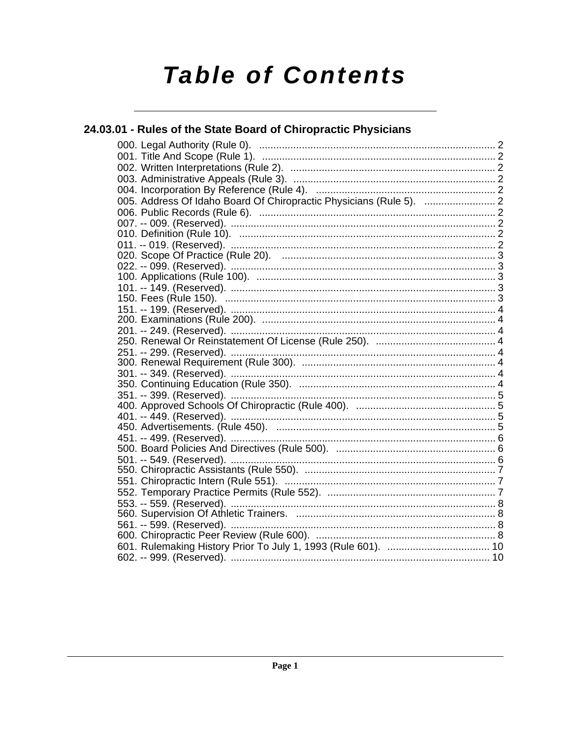# Table of Contents

## 24.03.01 - Rules of the State Board of Chiropractic Physicians

000. Legal Authority (Rule 0). .......... 2
001. Title And Scope (Rule 1). .......... 2
002. Written Interpretations (Rule 2). .......... 2
003. Administrative Appeals (Rule 3). .......... 2
004. Incorporation By Reference (Rule 4). .......... 2
005. Address Of Idaho Board Of Chiropractic Physicians (Rule 5). .......... 2
006. Public Records (Rule 6). .......... 2
007. -- 009. (Reserved). .......... 2
010. Definition (Rule 10). .......... 2
011. -- 019. (Reserved). .......... 2
020. Scope Of Practice (Rule 20). .......... 3
022. -- 099. (Reserved). .......... 3
100. Applications (Rule 100). .......... 3
101. -- 149. (Reserved). .......... 3
150. Fees (Rule 150). .......... 3
151. -- 199. (Reserved). .......... 4
200. Examinations (Rule 200). .......... 4
201. -- 249. (Reserved). .......... 4
250. Renewal Or Reinstatement Of License (Rule 250). .......... 4
251. -- 299. (Reserved). .......... 4
300. Renewal Requirement (Rule 300). .......... 4
301. -- 349. (Reserved). .......... 4
350. Continuing Education (Rule 350). .......... 4
351. -- 399. (Reserved). .......... 5
400. Approved Schools Of Chiropractic (Rule 400). .......... 5
401. -- 449. (Reserved). .......... 5
450. Advertisements. (Rule 450). .......... 5
451. -- 499. (Reserved). .......... 6
500. Board Policies And Directives (Rule 500). .......... 6
501. -- 549. (Reserved). .......... 6
550. Chiropractic Assistants (Rule 550). .......... 7
551. Chiropractic Intern (Rule 551). .......... 7
552. Temporary Practice Permits (Rule 552). .......... 7
553. -- 559. (Reserved). .......... 8
560. Supervision Of Athletic Trainers. .......... 8
561. -- 599. (Reserved). .......... 8
600. Chiropractic Peer Review (Rule 600). .......... 8
601. Rulemaking History Prior To July 1, 1993 (Rule 601). .......... 10
602. -- 999. (Reserved). .......... 10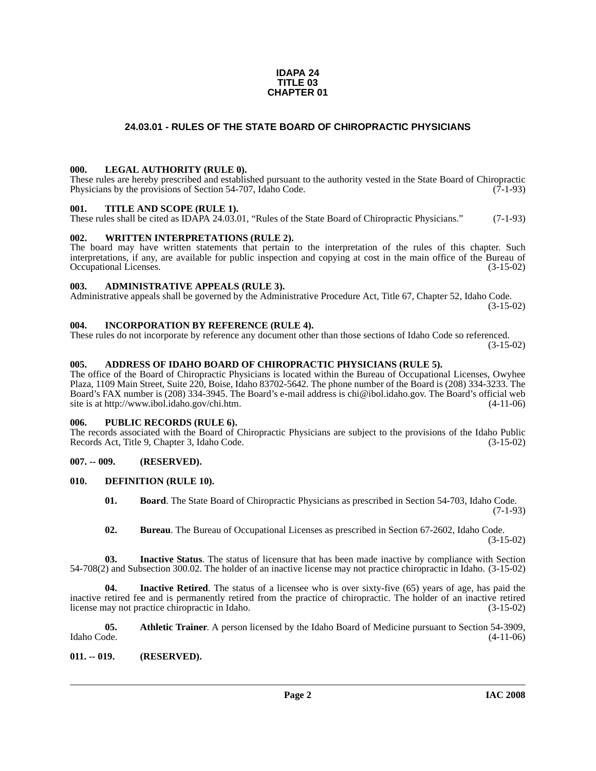**IDAPA 24**
**TITLE 03**
**CHAPTER 01**

## 24.03.01 - RULES OF THE STATE BOARD OF CHIROPRACTIC PHYSICIANS

### 000. LEGAL AUTHORITY (RULE 0).

These rules are hereby prescribed and established pursuant to the authority vested in the State Board of Chiropractic Physicians by the provisions of Section 54-707, Idaho Code. (7-1-93)

### 001. TITLE AND SCOPE (RULE 1).

These rules shall be cited as IDAPA 24.03.01, "Rules of the State Board of Chiropractic Physicians." (7-1-93)

### 002. WRITTEN INTERPRETATIONS (RULE 2).

The board may have written statements that pertain to the interpretation of the rules of this chapter. Such interpretations, if any, are available for public inspection and copying at cost in the main office of the Bureau of Occupational Licenses. (3-15-02)

### 003. ADMINISTRATIVE APPEALS (RULE 3).

Administrative appeals shall be governed by the Administrative Procedure Act, Title 67, Chapter 52, Idaho Code. (3-15-02)

### 004. INCORPORATION BY REFERENCE (RULE 4).

These rules do not incorporate by reference any document other than those sections of Idaho Code so referenced. (3-15-02)

### 005. ADDRESS OF IDAHO BOARD OF CHIROPRACTIC PHYSICIANS (RULE 5).

The office of the Board of Chiropractic Physicians is located within the Bureau of Occupational Licenses, Owyhee Plaza, 1109 Main Street, Suite 220, Boise, Idaho 83702-5642. The phone number of the Board is (208) 334-3233. The Board's FAX number is (208) 334-3945. The Board's e-mail address is chi@ibol.idaho.gov. The Board's official web site is at http://www.ibol.idaho.gov/chi.htm. (4-11-06)

### 006. PUBLIC RECORDS (RULE 6).

The records associated with the Board of Chiropractic Physicians are subject to the provisions of the Idaho Public Records Act, Title 9, Chapter 3, Idaho Code. (3-15-02)

### 007. -- 009. (RESERVED).

### 010. DEFINITION (RULE 10).

**01. Board**. The State Board of Chiropractic Physicians as prescribed in Section 54-703, Idaho Code. (7-1-93)

**02. Bureau**. The Bureau of Occupational Licenses as prescribed in Section 67-2602, Idaho Code. (3-15-02)

**03. Inactive Status**. The status of licensure that has been made inactive by compliance with Section 54-708(2) and Subsection 300.02. The holder of an inactive license may not practice chiropractic in Idaho. (3-15-02)

**04. Inactive Retired**. The status of a licensee who is over sixty-five (65) years of age, has paid the inactive retired fee and is permanently retired from the practice of chiropractic. The holder of an inactive retired license may not practice chiropractic in Idaho. (3-15-02)

**05. Athletic Trainer**. A person licensed by the Idaho Board of Medicine pursuant to Section 54-3909, Idaho Code. (4-11-06)

### 011. -- 019. (RESERVED).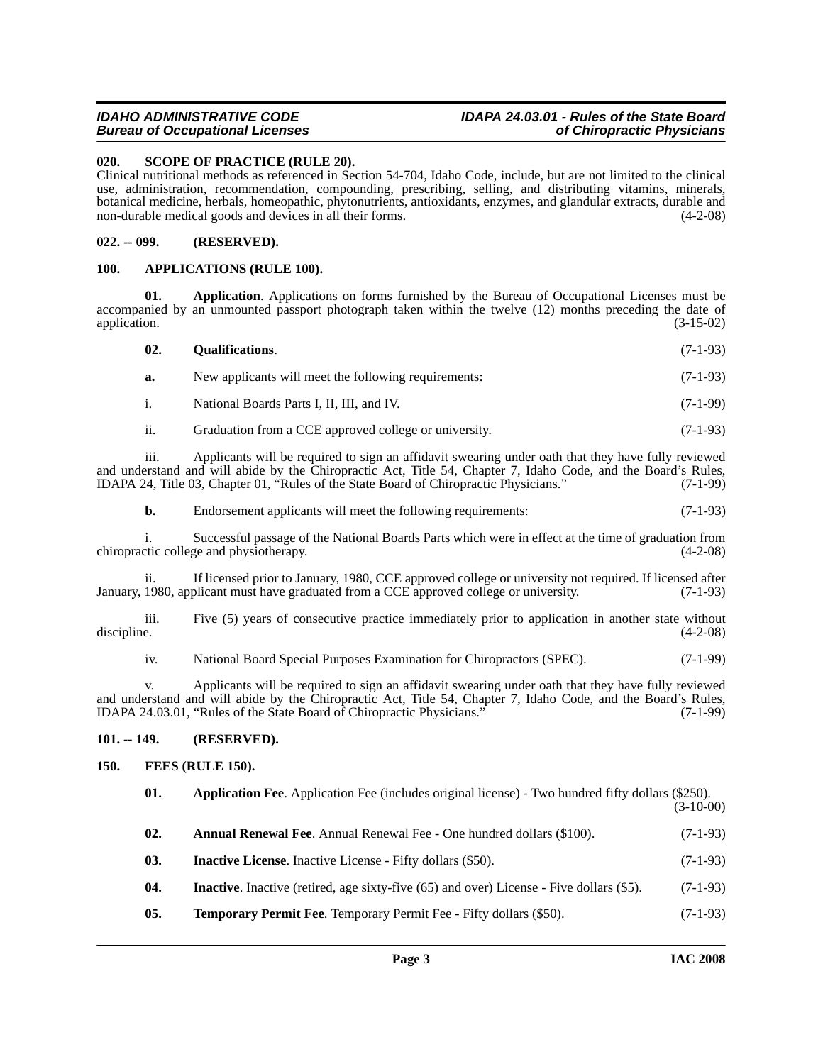## 020. SCOPE OF PRACTICE (RULE 20).

Clinical nutritional methods as referenced in Section 54-704, Idaho Code, include, but are not limited to the clinical use, administration, recommendation, compounding, prescribing, selling, and distributing vitamins, minerals, botanical medicine, herbals, homeopathic, phytonutrients, antioxidants, enzymes, and glandular extracts, durable and non-durable medical goods and devices in all their forms. (4-2-08)

## 022. -- 099. (RESERVED).

## 100. APPLICATIONS (RULE 100).

**01. Application**. Applications on forms furnished by the Bureau of Occupational Licenses must be accompanied by an unmounted passport photograph taken within the twelve (12) months preceding the date of application. (3-15-02)

**02. Qualifications**. (7-1-93)

**a.** New applicants will meet the following requirements: (7-1-93)

i. National Boards Parts I, II, III, and IV. (7-1-99)

ii. Graduation from a CCE approved college or university. (7-1-93)

iii. Applicants will be required to sign an affidavit swearing under oath that they have fully reviewed and understand and will abide by the Chiropractic Act, Title 54, Chapter 7, Idaho Code, and the Board's Rules, IDAPA 24, Title 03, Chapter 01, "Rules of the State Board of Chiropractic Physicians." (7-1-99)

**b.** Endorsement applicants will meet the following requirements: (7-1-93)

i. Successful passage of the National Boards Parts which were in effect at the time of graduation from chiropractic college and physiotherapy. (4-2-08)

ii. If licensed prior to January, 1980, CCE approved college or university not required. If licensed after January, 1980, applicant must have graduated from a CCE approved college or university. (7-1-93)

iii. Five (5) years of consecutive practice immediately prior to application in another state without discipline. (4-2-08)

iv. National Board Special Purposes Examination for Chiropractors (SPEC). (7-1-99)

v. Applicants will be required to sign an affidavit swearing under oath that they have fully reviewed and understand and will abide by the Chiropractic Act, Title 54, Chapter 7, Idaho Code, and the Board's Rules, IDAPA 24.03.01, "Rules of the State Board of Chiropractic Physicians." (7-1-99)

## 101. -- 149. (RESERVED).

## 150. FEES (RULE 150).

**01. Application Fee**. Application Fee (includes original license) - Two hundred fifty dollars ($250). (3-10-00)

**02. Annual Renewal Fee**. Annual Renewal Fee - One hundred dollars ($100). (7-1-93)

**03. Inactive License**. Inactive License - Fifty dollars ($50). (7-1-93)

**04. Inactive**. Inactive (retired, age sixty-five (65) and over) License - Five dollars ($5). (7-1-93)

**05. Temporary Permit Fee**. Temporary Permit Fee - Fifty dollars ($50). (7-1-93)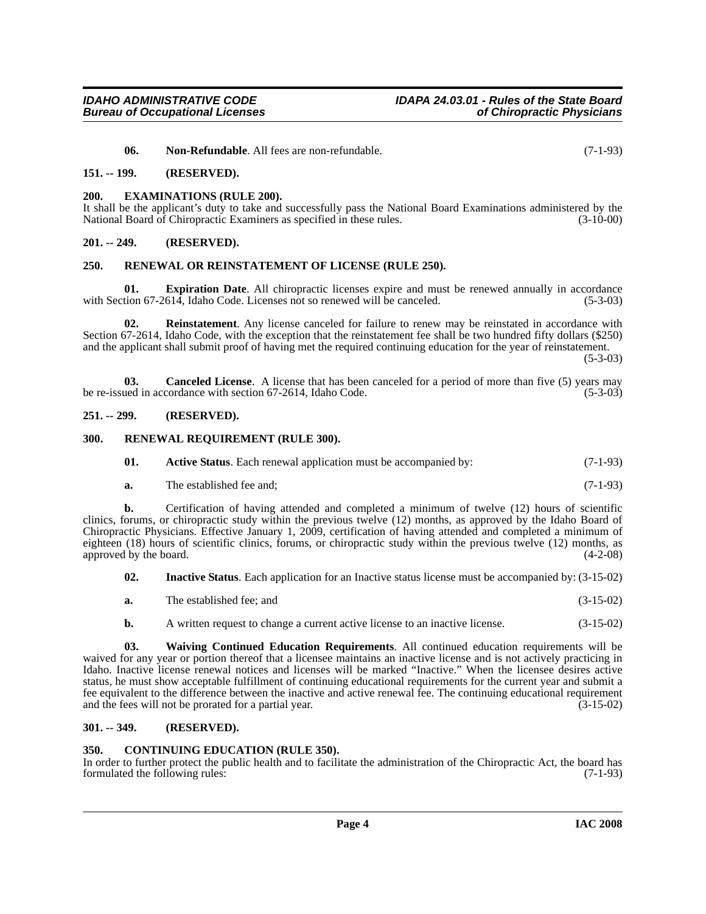**06. Non-Refundable**. All fees are non-refundable. (7-1-93)

## 151. -- 199. (RESERVED).

## 200. EXAMINATIONS (RULE 200).

It shall be the applicant's duty to take and successfully pass the National Board Examinations administered by the National Board of Chiropractic Examiners as specified in these rules. (3-10-00)

## 201. -- 249. (RESERVED).

## 250. RENEWAL OR REINSTATEMENT OF LICENSE (RULE 250).

**01. Expiration Date**. All chiropractic licenses expire and must be renewed annually in accordance with Section 67-2614, Idaho Code. Licenses not so renewed will be canceled. (5-3-03)

**02. Reinstatement**. Any license canceled for failure to renew may be reinstated in accordance with Section 67-2614, Idaho Code, with the exception that the reinstatement fee shall be two hundred fifty dollars ($250) and the applicant shall submit proof of having met the required continuing education for the year of reinstatement. (5-3-03)

**03. Canceled License**. A license that has been canceled for a period of more than five (5) years may be re-issued in accordance with section 67-2614, Idaho Code. (5-3-03)

## 251. -- 299. (RESERVED).

## 300. RENEWAL REQUIREMENT (RULE 300).

**01. Active Status**. Each renewal application must be accompanied by: (7-1-93)

**a.** The established fee and; (7-1-93)

**b.** Certification of having attended and completed a minimum of twelve (12) hours of scientific clinics, forums, or chiropractic study within the previous twelve (12) months, as approved by the Idaho Board of Chiropractic Physicians. Effective January 1, 2009, certification of having attended and completed a minimum of eighteen (18) hours of scientific clinics, forums, or chiropractic study within the previous twelve (12) months, as approved by the board. (4-2-08)

**02. Inactive Status**. Each application for an Inactive status license must be accompanied by: (3-15-02)

**a.** The established fee; and (3-15-02)

**b.** A written request to change a current active license to an inactive license. (3-15-02)

**03. Waiving Continued Education Requirements**. All continued education requirements will be waived for any year or portion thereof that a licensee maintains an inactive license and is not actively practicing in Idaho. Inactive license renewal notices and licenses will be marked "Inactive." When the licensee desires active status, he must show acceptable fulfillment of continuing educational requirements for the current year and submit a fee equivalent to the difference between the inactive and active renewal fee. The continuing educational requirement and the fees will not be prorated for a partial year. (3-15-02)

## 301. -- 349. (RESERVED).

## 350. CONTINUING EDUCATION (RULE 350).

In order to further protect the public health and to facilitate the administration of the Chiropractic Act, the board has formulated the following rules: (7-1-93)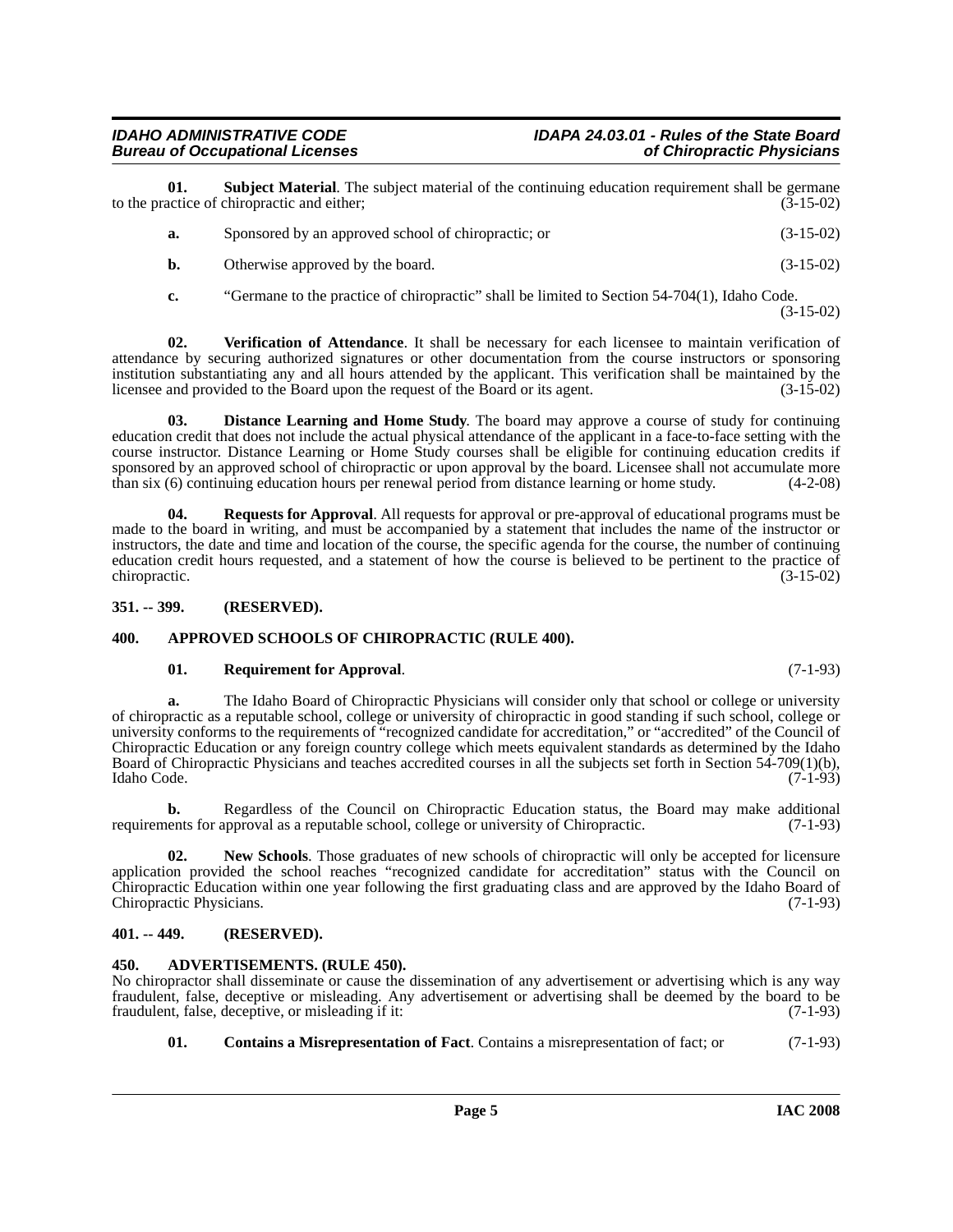**01. Subject Material**. The subject material of the continuing education requirement shall be germane to the practice of chiropractic and either; (3-15-02)

**a.** Sponsored by an approved school of chiropractic; or (3-15-02)

**b.** Otherwise approved by the board. (3-15-02)

**c.** "Germane to the practice of chiropractic" shall be limited to Section 54-704(1), Idaho Code. (3-15-02)

**02. Verification of Attendance**. It shall be necessary for each licensee to maintain verification of attendance by securing authorized signatures or other documentation from the course instructors or sponsoring institution substantiating any and all hours attended by the applicant. This verification shall be maintained by the licensee and provided to the Board upon the request of the Board or its agent. (3-15-02)

**03. Distance Learning and Home Study**. The board may approve a course of study for continuing education credit that does not include the actual physical attendance of the applicant in a face-to-face setting with the course instructor. Distance Learning or Home Study courses shall be eligible for continuing education credits if sponsored by an approved school of chiropractic or upon approval by the board. Licensee shall not accumulate more than six (6) continuing education hours per renewal period from distance learning or home study. (4-2-08)

**04. Requests for Approval**. All requests for approval or pre-approval of educational programs must be made to the board in writing, and must be accompanied by a statement that includes the name of the instructor or instructors, the date and time and location of the course, the specific agenda for the course, the number of continuing education credit hours requested, and a statement of how the course is believed to be pertinent to the practice of chiropractic. (3-15-02)

## 351. -- 399. (RESERVED).

## 400. APPROVED SCHOOLS OF CHIROPRACTIC (RULE 400).

**01. Requirement for Approval**. (7-1-93)

**a.** The Idaho Board of Chiropractic Physicians will consider only that school or college or university of chiropractic as a reputable school, college or university of chiropractic in good standing if such school, college or university conforms to the requirements of "recognized candidate for accreditation," or "accredited" of the Council of Chiropractic Education or any foreign country college which meets equivalent standards as determined by the Idaho Board of Chiropractic Physicians and teaches accredited courses in all the subjects set forth in Section 54-709(1)(b), Idaho Code. (7-1-93)

**b.** Regardless of the Council on Chiropractic Education status, the Board may make additional requirements for approval as a reputable school, college or university of Chiropractic. (7-1-93)

**02. New Schools**. Those graduates of new schools of chiropractic will only be accepted for licensure application provided the school reaches "recognized candidate for accreditation" status with the Council on Chiropractic Education within one year following the first graduating class and are approved by the Idaho Board of Chiropractic Physicians. (7-1-93)

## 401. -- 449. (RESERVED).

## 450. ADVERTISEMENTS. (RULE 450).

No chiropractor shall disseminate or cause the dissemination of any advertisement or advertising which is any way fraudulent, false, deceptive or misleading. Any advertisement or advertising shall be deemed by the board to be fraudulent, false, deceptive, or misleading if it: (7-1-93)

**01. Contains a Misrepresentation of Fact**. Contains a misrepresentation of fact; or (7-1-93)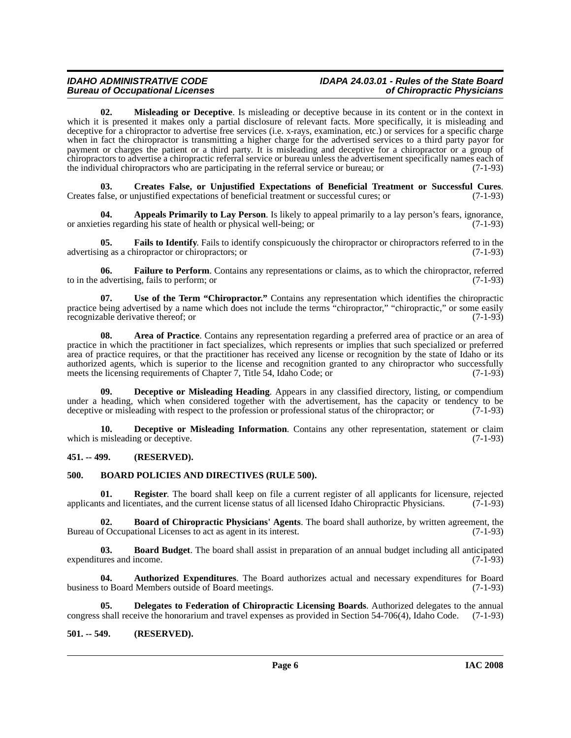**02. Misleading or Deceptive**. Is misleading or deceptive because in its content or in the context in which it is presented it makes only a partial disclosure of relevant facts. More specifically, it is misleading and deceptive for a chiropractor to advertise free services (i.e. x-rays, examination, etc.) or services for a specific charge when in fact the chiropractor is transmitting a higher charge for the advertised services to a third party payor for payment or charges the patient or a third party. It is misleading and deceptive for a chiropractor or a group of chiropractors to advertise a chiropractic referral service or bureau unless the advertisement specifically names each of the individual chiropractors who are participating in the referral service or bureau; or (7-1-93)

**03. Creates False, or Unjustified Expectations of Beneficial Treatment or Successful Cures**. Creates false, or unjustified expectations of beneficial treatment or successful cures; or (7-1-93)

**04. Appeals Primarily to Lay Person**. Is likely to appeal primarily to a lay person's fears, ignorance, or anxieties regarding his state of health or physical well-being; or (7-1-93)

**05. Fails to Identify**. Fails to identify conspicuously the chiropractor or chiropractors referred to in the advertising as a chiropractor or chiropractors; or (7-1-93)

**06. Failure to Perform**. Contains any representations or claims, as to which the chiropractor, referred to in the advertising, fails to perform; or (7-1-93)

**07. Use of the Term "Chiropractor."** Contains any representation which identifies the chiropractic practice being advertised by a name which does not include the terms "chiropractor," "chiropractic," or some easily recognizable derivative thereof; or (7-1-93)

**08. Area of Practice**. Contains any representation regarding a preferred area of practice or an area of practice in which the practitioner in fact specializes, which represents or implies that such specialized or preferred area of practice requires, or that the practitioner has received any license or recognition by the state of Idaho or its authorized agents, which is superior to the license and recognition granted to any chiropractor who successfully meets the licensing requirements of Chapter 7, Title 54, Idaho Code; or (7-1-93)

**09. Deceptive or Misleading Heading**. Appears in any classified directory, listing, or compendium under a heading, which when considered together with the advertisement, has the capacity or tendency to be deceptive or misleading with respect to the profession or professional status of the chiropractor; or (7-1-93)

**10. Deceptive or Misleading Information**. Contains any other representation, statement or claim which is misleading or deceptive. (7-1-93)

## 451. -- 499. (RESERVED).

## 500. BOARD POLICIES AND DIRECTIVES (RULE 500).

**01. Register**. The board shall keep on file a current register of all applicants for licensure, rejected applicants and licentiates, and the current license status of all licensed Idaho Chiropractic Physicians. (7-1-93)

**02. Board of Chiropractic Physicians' Agents**. The board shall authorize, by written agreement, the Bureau of Occupational Licenses to act as agent in its interest. (7-1-93)

**03. Board Budget**. The board shall assist in preparation of an annual budget including all anticipated expenditures and income. (7-1-93)

**04. Authorized Expenditures**. The Board authorizes actual and necessary expenditures for Board business to Board Members outside of Board meetings. (7-1-93)

**05. Delegates to Federation of Chiropractic Licensing Boards**. Authorized delegates to the annual congress shall receive the honorarium and travel expenses as provided in Section 54-706(4), Idaho Code. (7-1-93)

## 501. -- 549. (RESERVED).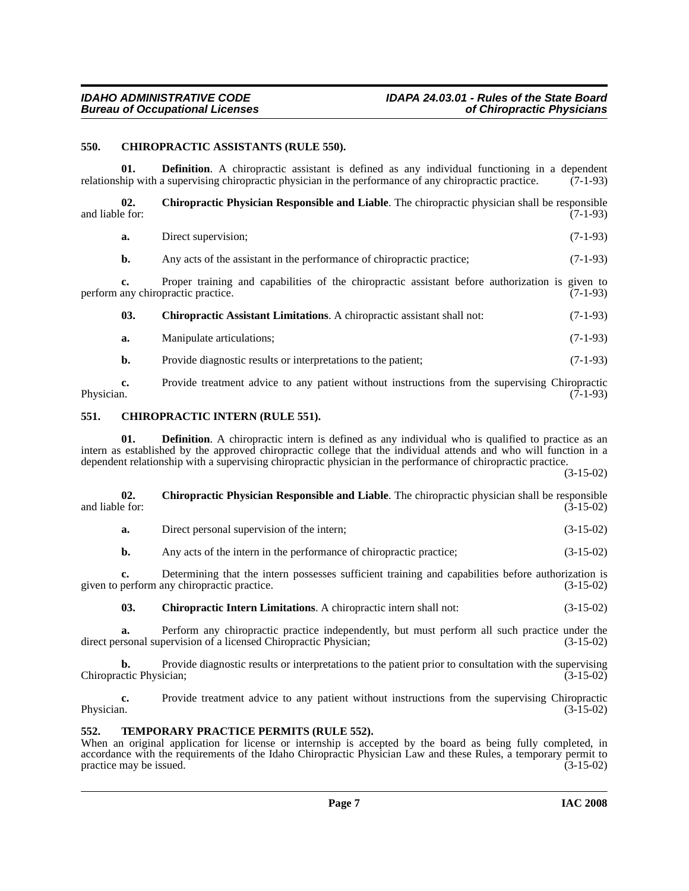## 550. CHIROPRACTIC ASSISTANTS (RULE 550).

**01. Definition**. A chiropractic assistant is defined as any individual functioning in a dependent relationship with a supervising chiropractic physician in the performance of any chiropractic practice. (7-1-93)

**02. Chiropractic Physician Responsible and Liable**. The chiropractic physician shall be responsible and liable for: (7-1-93)

**a.** Direct supervision; (7-1-93)

**b.** Any acts of the assistant in the performance of chiropractic practice; (7-1-93)

**c.** Proper training and capabilities of the chiropractic assistant before authorization is given to perform any chiropractic practice. (7-1-93)

**03. Chiropractic Assistant Limitations**. A chiropractic assistant shall not: (7-1-93)

**a.** Manipulate articulations; (7-1-93)

**b.** Provide diagnostic results or interpretations to the patient; (7-1-93)

**c.** Provide treatment advice to any patient without instructions from the supervising Chiropractic Physician. (7-1-93)

## 551. CHIROPRACTIC INTERN (RULE 551).

**01. Definition**. A chiropractic intern is defined as any individual who is qualified to practice as an intern as established by the approved chiropractic college that the individual attends and who will function in a dependent relationship with a supervising chiropractic physician in the performance of chiropractic practice. (3-15-02)

**02. Chiropractic Physician Responsible and Liable**. The chiropractic physician shall be responsible and liable for: (3-15-02)

**a.** Direct personal supervision of the intern; (3-15-02)

**b.** Any acts of the intern in the performance of chiropractic practice; (3-15-02)

**c.** Determining that the intern possesses sufficient training and capabilities before authorization is given to perform any chiropractic practice. (3-15-02)

**03. Chiropractic Intern Limitations**. A chiropractic intern shall not: (3-15-02)

**a.** Perform any chiropractic practice independently, but must perform all such practice under the direct personal supervision of a licensed Chiropractic Physician; (3-15-02)

**b.** Provide diagnostic results or interpretations to the patient prior to consultation with the supervising Chiropractic Physician; (3-15-02)

**c.** Provide treatment advice to any patient without instructions from the supervising Chiropractic Physician. (3-15-02)

## 552. TEMPORARY PRACTICE PERMITS (RULE 552).

When an original application for license or internship is accepted by the board as being fully completed, in accordance with the requirements of the Idaho Chiropractic Physician Law and these Rules, a temporary permit to practice may be issued. (3-15-02)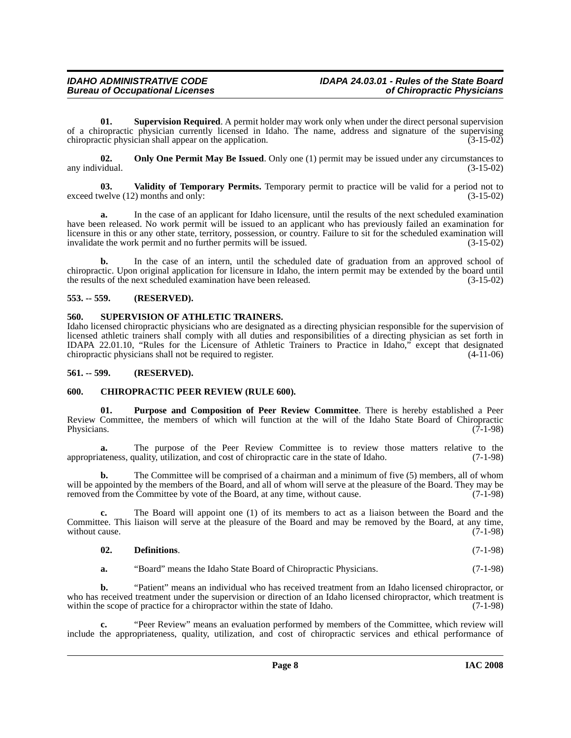**01. Supervision Required**. A permit holder may work only when under the direct personal supervision of a chiropractic physician currently licensed in Idaho. The name, address and signature of the supervising chiropractic physician shall appear on the application. (3-15-02)

**02. Only One Permit May Be Issued**. Only one (1) permit may be issued under any circumstances to any individual. (3-15-02)

**03. Validity of Temporary Permits.** Temporary permit to practice will be valid for a period not to exceed twelve (12) months and only: (3-15-02)

**a.** In the case of an applicant for Idaho licensure, until the results of the next scheduled examination have been released. No work permit will be issued to an applicant who has previously failed an examination for licensure in this or any other state, territory, possession, or country. Failure to sit for the scheduled examination will invalidate the work permit and no further permits will be issued. (3-15-02)

**b.** In the case of an intern, until the scheduled date of graduation from an approved school of chiropractic. Upon original application for licensure in Idaho, the intern permit may be extended by the board until the results of the next scheduled examination have been released. (3-15-02)

## 553. -- 559. (RESERVED).

## 560. SUPERVISION OF ATHLETIC TRAINERS.

Idaho licensed chiropractic physicians who are designated as a directing physician responsible for the supervision of licensed athletic trainers shall comply with all duties and responsibilities of a directing physician as set forth in IDAPA 22.01.10, "Rules for the Licensure of Athletic Trainers to Practice in Idaho," except that designated chiropractic physicians shall not be required to register. (4-11-06)

## 561. -- 599. (RESERVED).

## 600. CHIROPRACTIC PEER REVIEW (RULE 600).

**01. Purpose and Composition of Peer Review Committee**. There is hereby established a Peer Review Committee, the members of which will function at the will of the Idaho State Board of Chiropractic Physicians. (7-1-98)

**a.** The purpose of the Peer Review Committee is to review those matters relative to the appropriateness, quality, utilization, and cost of chiropractic care in the state of Idaho. (7-1-98)

**b.** The Committee will be comprised of a chairman and a minimum of five (5) members, all of whom will be appointed by the members of the Board, and all of whom will serve at the pleasure of the Board. They may be removed from the Committee by vote of the Board, at any time, without cause. (7-1-98)

**c.** The Board will appoint one (1) of its members to act as a liaison between the Board and the Committee. This liaison will serve at the pleasure of the Board and may be removed by the Board, at any time, without cause. (7-1-98)

**02. Definitions**. (7-1-98)

**a.** "Board" means the Idaho State Board of Chiropractic Physicians. (7-1-98)

**b.** "Patient" means an individual who has received treatment from an Idaho licensed chiropractor, or who has received treatment under the supervision or direction of an Idaho licensed chiropractor, which treatment is within the scope of practice for a chiropractor within the state of Idaho. (7-1-98)

**c.** "Peer Review" means an evaluation performed by members of the Committee, which review will include the appropriateness, quality, utilization, and cost of chiropractic services and ethical performance of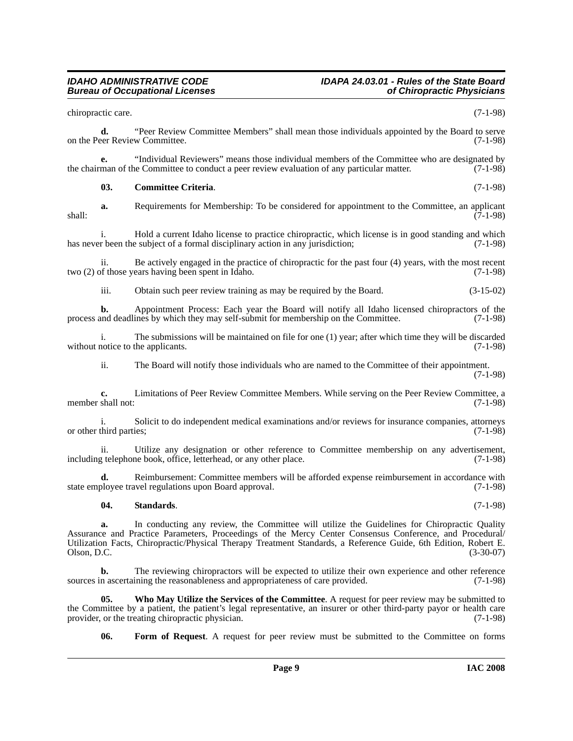chiropractic care. (7-1-98)

**d.** "Peer Review Committee Members" shall mean those individuals appointed by the Board to serve on the Peer Review Committee. (7-1-98)

**e.** "Individual Reviewers" means those individual members of the Committee who are designated by the chairman of the Committee to conduct a peer review evaluation of any particular matter. (7-1-98)

**03. Committee Criteria**. (7-1-98)

**a.** Requirements for Membership: To be considered for appointment to the Committee, an applicant shall: (7-1-98)

i. Hold a current Idaho license to practice chiropractic, which license is in good standing and which has never been the subject of a formal disciplinary action in any jurisdiction; (7-1-98)

ii. Be actively engaged in the practice of chiropractic for the past four (4) years, with the most recent two (2) of those years having been spent in Idaho. (7-1-98)

iii. Obtain such peer review training as may be required by the Board. (3-15-02)

**b.** Appointment Process: Each year the Board will notify all Idaho licensed chiropractors of the process and deadlines by which they may self-submit for membership on the Committee. (7-1-98)

i. The submissions will be maintained on file for one (1) year; after which time they will be discarded without notice to the applicants. (7-1-98)

ii. The Board will notify those individuals who are named to the Committee of their appointment. (7-1-98)

**c.** Limitations of Peer Review Committee Members. While serving on the Peer Review Committee, a member shall not: (7-1-98)

i. Solicit to do independent medical examinations and/or reviews for insurance companies, attorneys or other third parties; (7-1-98)

ii. Utilize any designation or other reference to Committee membership on any advertisement, including telephone book, office, letterhead, or any other place. (7-1-98)

**d.** Reimbursement: Committee members will be afforded expense reimbursement in accordance with state employee travel regulations upon Board approval. (7-1-98)

**04. Standards**. (7-1-98)

**a.** In conducting any review, the Committee will utilize the Guidelines for Chiropractic Quality Assurance and Practice Parameters, Proceedings of the Mercy Center Consensus Conference, and Procedural/Utilization Facts, Chiropractic/Physical Therapy Treatment Standards, a Reference Guide, 6th Edition, Robert E. Olson, D.C. (3-30-07)

**b.** The reviewing chiropractors will be expected to utilize their own experience and other reference sources in ascertaining the reasonableness and appropriateness of care provided. (7-1-98)

**05. Who May Utilize the Services of the Committee**. A request for peer review may be submitted to the Committee by a patient, the patient's legal representative, an insurer or other third-party payor or health care provider, or the treating chiropractic physician. (7-1-98)

**06. Form of Request**. A request for peer review must be submitted to the Committee on forms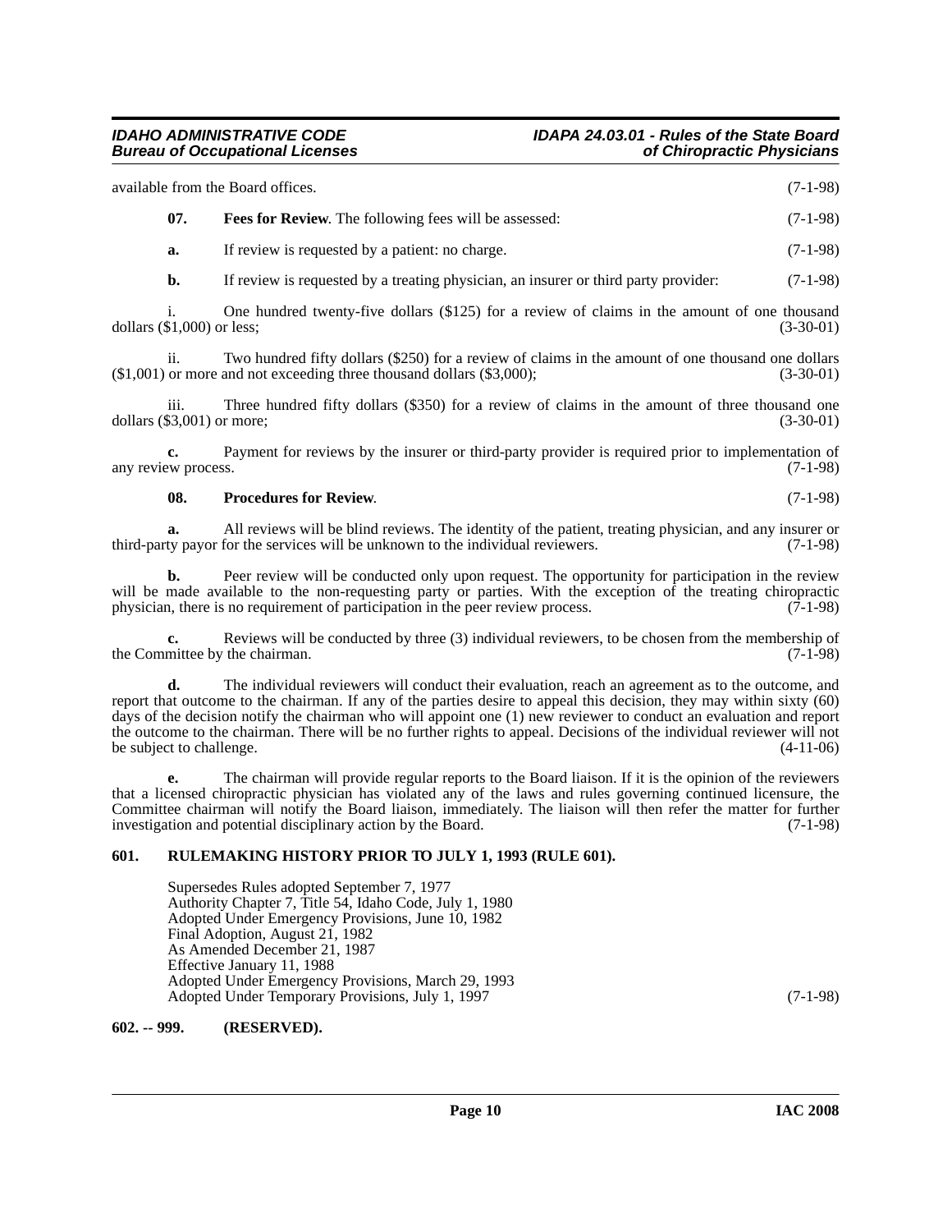available from the Board offices. (7-1-98)

**07. Fees for Review**. The following fees will be assessed: (7-1-98)

**a.** If review is requested by a patient: no charge. (7-1-98)

**b.** If review is requested by a treating physician, an insurer or third party provider: (7-1-98)

i. One hundred twenty-five dollars ($125) for a review of claims in the amount of one thousand dollars ($1,000) or less; (3-30-01)

ii. Two hundred fifty dollars ($250) for a review of claims in the amount of one thousand one dollars ($1,001) or more and not exceeding three thousand dollars ($3,000); (3-30-01)

iii. Three hundred fifty dollars ($350) for a review of claims in the amount of three thousand one dollars ($3,001) or more; (3-30-01)

**c.** Payment for reviews by the insurer or third-party provider is required prior to implementation of any review process. (7-1-98)

**08. Procedures for Review**. (7-1-98)

**a.** All reviews will be blind reviews. The identity of the patient, treating physician, and any insurer or third-party payor for the services will be unknown to the individual reviewers. (7-1-98)

**b.** Peer review will be conducted only upon request. The opportunity for participation in the review will be made available to the non-requesting party or parties. With the exception of the treating chiropractic physician, there is no requirement of participation in the peer review process. (7-1-98)

**c.** Reviews will be conducted by three (3) individual reviewers, to be chosen from the membership of the Committee by the chairman. (7-1-98)

**d.** The individual reviewers will conduct their evaluation, reach an agreement as to the outcome, and report that outcome to the chairman. If any of the parties desire to appeal this decision, they may within sixty (60) days of the decision notify the chairman who will appoint one (1) new reviewer to conduct an evaluation and report the outcome to the chairman. There will be no further rights to appeal. Decisions of the individual reviewer will not be subject to challenge. (4-11-06)

**e.** The chairman will provide regular reports to the Board liaison. If it is the opinion of the reviewers that a licensed chiropractic physician has violated any of the laws and rules governing continued licensure, the Committee chairman will notify the Board liaison, immediately. The liaison will then refer the matter for further investigation and potential disciplinary action by the Board. (7-1-98)

### 601. RULEMAKING HISTORY PRIOR TO JULY 1, 1993 (RULE 601).

Supersedes Rules adopted September 7, 1977
Authority Chapter 7, Title 54, Idaho Code, July 1, 1980
Adopted Under Emergency Provisions, June 10, 1982
Final Adoption, August 21, 1982
As Amended December 21, 1987
Effective January 11, 1988
Adopted Under Emergency Provisions, March 29, 1993
Adopted Under Temporary Provisions, July 1, 1997 (7-1-98)

### 602. -- 999. (RESERVED).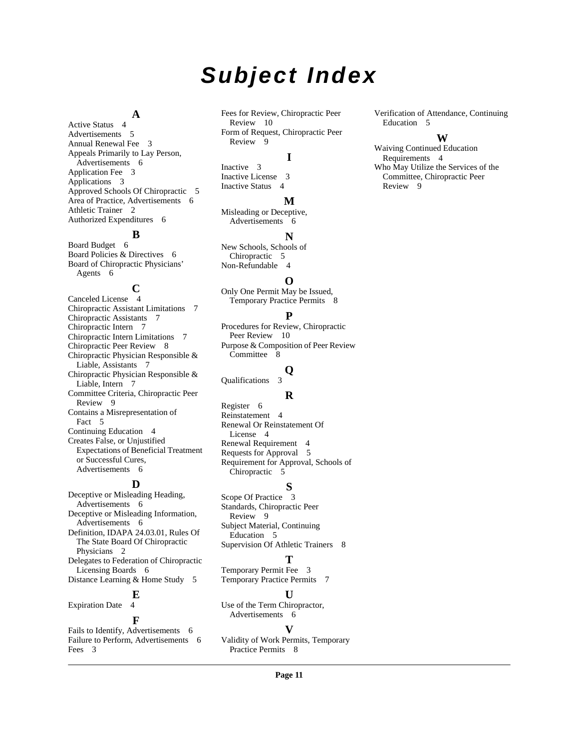# Subject Index

**A**

Active Status 4
Advertisements 5
Annual Renewal Fee 3
Appeals Primarily to Lay Person, Advertisements 6
Application Fee 3
Applications 3
Approved Schools Of Chiropractic 5
Area of Practice, Advertisements 6
Athletic Trainer 2
Authorized Expenditures 6

**B**

Board Budget 6
Board Policies & Directives 6
Board of Chiropractic Physicians' Agents 6

**C**

Canceled License 4
Chiropractic Assistant Limitations 7
Chiropractic Assistants 7
Chiropractic Intern 7
Chiropractic Intern Limitations 7
Chiropractic Peer Review 8
Chiropractic Physician Responsible & Liable, Assistants 7
Chiropractic Physician Responsible & Liable, Intern 7
Committee Criteria, Chiropractic Peer Review 9
Contains a Misrepresentation of Fact 5
Continuing Education 4
Creates False, or Unjustified Expectations of Beneficial Treatment or Successful Cures, Advertisements 6

**D**

Deceptive or Misleading Heading, Advertisements 6
Deceptive or Misleading Information, Advertisements 6
Definition, IDAPA 24.03.01, Rules Of The State Board Of Chiropractic Physicians 2
Delegates to Federation of Chiropractic Licensing Boards 6
Distance Learning & Home Study 5

**E**

Expiration Date 4

**F**

Fails to Identify, Advertisements 6
Failure to Perform, Advertisements 6
Fees 3
Fees for Review, Chiropractic Peer Review 10
Form of Request, Chiropractic Peer Review 9

**I**

Inactive 3
Inactive License 3
Inactive Status 4

**M**

Misleading or Deceptive, Advertisements 6

**N**

New Schools, Schools of Chiropractic 5
Non-Refundable 4

**O**

Only One Permit May be Issued, Temporary Practice Permits 8

**P**

Procedures for Review, Chiropractic Peer Review 10
Purpose & Composition of Peer Review Committee 8

**Q**

Qualifications 3

**R**

Register 6
Reinstatement 4
Renewal Or Reinstatement Of License 4
Renewal Requirement 4
Requests for Approval 5
Requirement for Approval, Schools of Chiropractic 5

**S**

Scope Of Practice 3
Standards, Chiropractic Peer Review 9
Subject Material, Continuing Education 5
Supervision Of Athletic Trainers 8

**T**

Temporary Permit Fee 3
Temporary Practice Permits 7

**U**

Use of the Term Chiropractor, Advertisements 6

**V**

Validity of Work Permits, Temporary Practice Permits 8
Verification of Attendance, Continuing Education 5

**W**

Waiving Continued Education Requirements 4
Who May Utilize the Services of the Committee, Chiropractic Peer Review 9